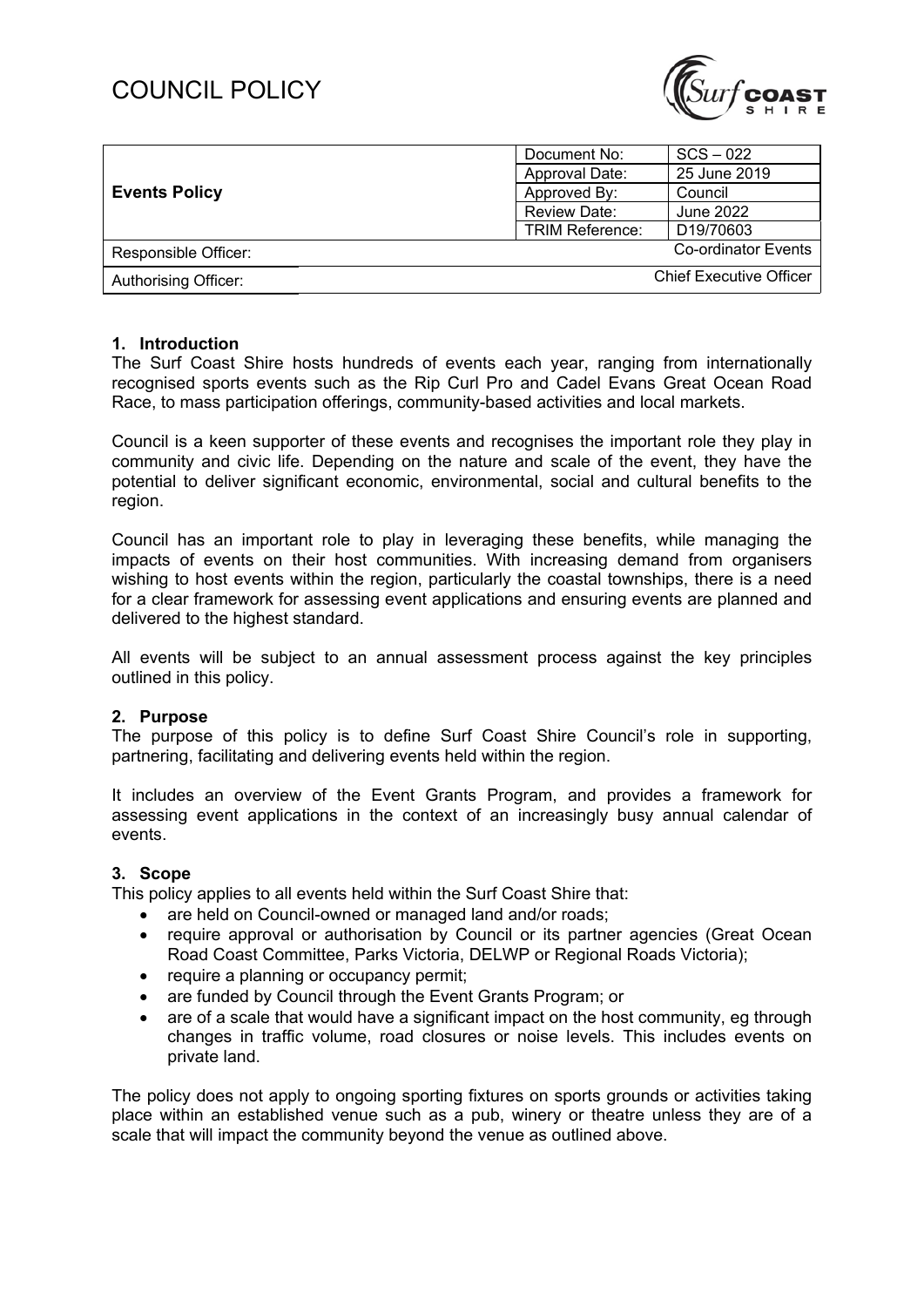# COUNCIL POLICY

| **Events Policy** | Document No: | SCS – 022 |
|---|---|---|
| | Approval Date: | 25 June 2019 |
| | Approved By: | Council |
| | Review Date: | June 2022 |
| | TRIM Reference: | D19/70603 |
| Responsible Officer: | | Co-ordinator Events |
| Authorising Officer: | | Chief Executive Officer |

## 1. Introduction

The Surf Coast Shire hosts hundreds of events each year, ranging from internationally recognised sports events such as the Rip Curl Pro and Cadel Evans Great Ocean Road Race, to mass participation offerings, community-based activities and local markets.

Council is a keen supporter of these events and recognises the important role they play in community and civic life. Depending on the nature and scale of the event, they have the potential to deliver significant economic, environmental, social and cultural benefits to the region.

Council has an important role to play in leveraging these benefits, while managing the impacts of events on their host communities. With increasing demand from organisers wishing to host events within the region, particularly the coastal townships, there is a need for a clear framework for assessing event applications and ensuring events are planned and delivered to the highest standard.

All events will be subject to an annual assessment process against the key principles outlined in this policy.

## 2. Purpose

The purpose of this policy is to define Surf Coast Shire Council's role in supporting, partnering, facilitating and delivering events held within the region.

It includes an overview of the Event Grants Program, and provides a framework for assessing event applications in the context of an increasingly busy annual calendar of events.

## 3. Scope

This policy applies to all events held within the Surf Coast Shire that:

- are held on Council-owned or managed land and/or roads;
- require approval or authorisation by Council or its partner agencies (Great Ocean Road Coast Committee, Parks Victoria, DELWP or Regional Roads Victoria);
- require a planning or occupancy permit;
- are funded by Council through the Event Grants Program; or
- are of a scale that would have a significant impact on the host community, eg through changes in traffic volume, road closures or noise levels. This includes events on private land.

The policy does not apply to ongoing sporting fixtures on sports grounds or activities taking place within an established venue such as a pub, winery or theatre unless they are of a scale that will impact the community beyond the venue as outlined above.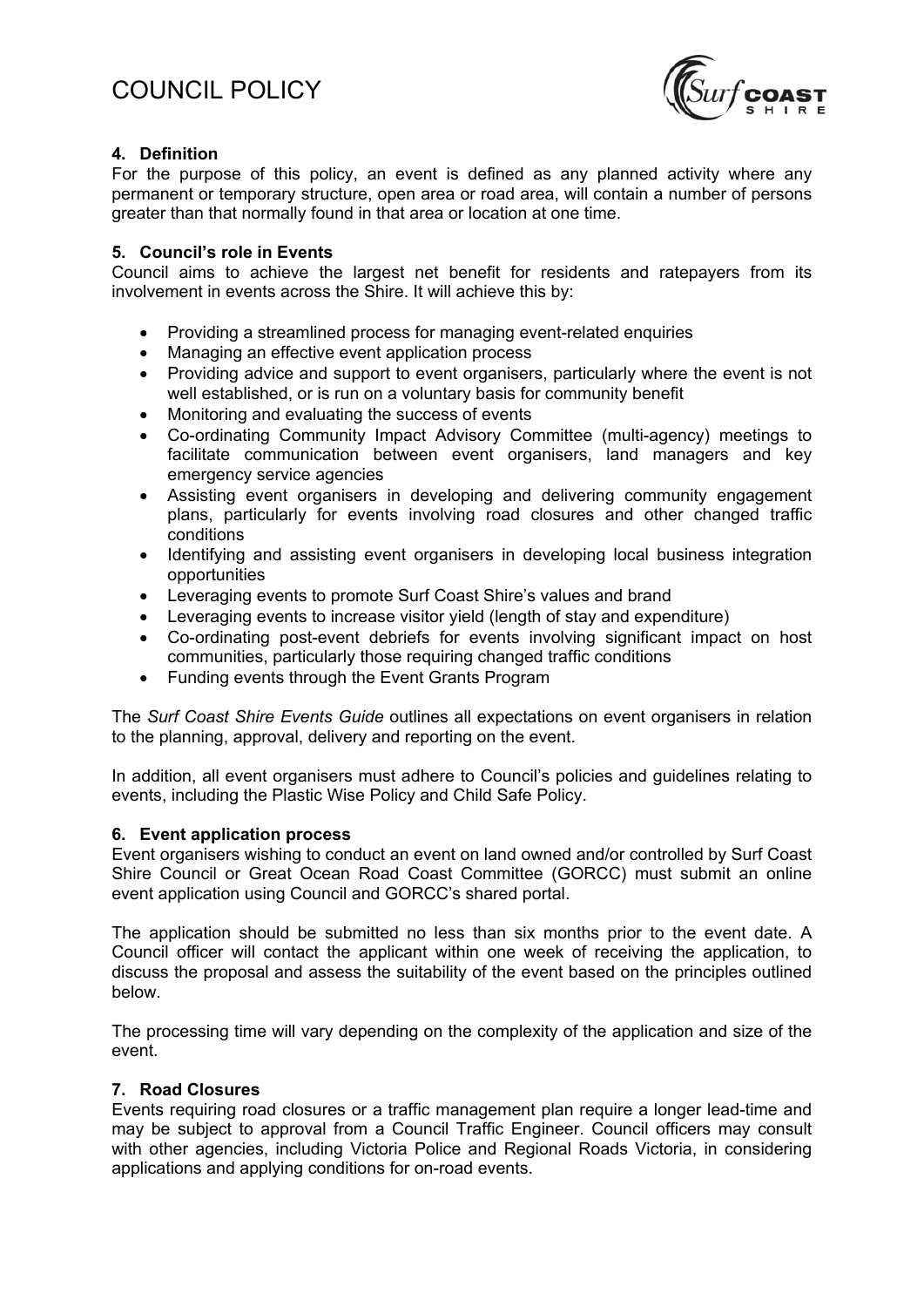## 4. Definition

For the purpose of this policy, an event is defined as any planned activity where any permanent or temporary structure, open area or road area, will contain a number of persons greater than that normally found in that area or location at one time.

## 5. Council's role in Events

Council aims to achieve the largest net benefit for residents and ratepayers from its involvement in events across the Shire. It will achieve this by:

- Providing a streamlined process for managing event-related enquiries
- Managing an effective event application process
- Providing advice and support to event organisers, particularly where the event is not well established, or is run on a voluntary basis for community benefit
- Monitoring and evaluating the success of events
- Co-ordinating Community Impact Advisory Committee (multi-agency) meetings to facilitate communication between event organisers, land managers and key emergency service agencies
- Assisting event organisers in developing and delivering community engagement plans, particularly for events involving road closures and other changed traffic conditions
- Identifying and assisting event organisers in developing local business integration opportunities
- Leveraging events to promote Surf Coast Shire's values and brand
- Leveraging events to increase visitor yield (length of stay and expenditure)
- Co-ordinating post-event debriefs for events involving significant impact on host communities, particularly those requiring changed traffic conditions
- Funding events through the Event Grants Program

The *Surf Coast Shire Events Guide* outlines all expectations on event organisers in relation to the planning, approval, delivery and reporting on the event.

In addition, all event organisers must adhere to Council's policies and guidelines relating to events, including the Plastic Wise Policy and Child Safe Policy.

## 6. Event application process

Event organisers wishing to conduct an event on land owned and/or controlled by Surf Coast Shire Council or Great Ocean Road Coast Committee (GORCC) must submit an online event application using Council and GORCC's shared portal.

The application should be submitted no less than six months prior to the event date. A Council officer will contact the applicant within one week of receiving the application, to discuss the proposal and assess the suitability of the event based on the principles outlined below.

The processing time will vary depending on the complexity of the application and size of the event.

## 7. Road Closures

Events requiring road closures or a traffic management plan require a longer lead-time and may be subject to approval from a Council Traffic Engineer. Council officers may consult with other agencies, including Victoria Police and Regional Roads Victoria, in considering applications and applying conditions for on-road events.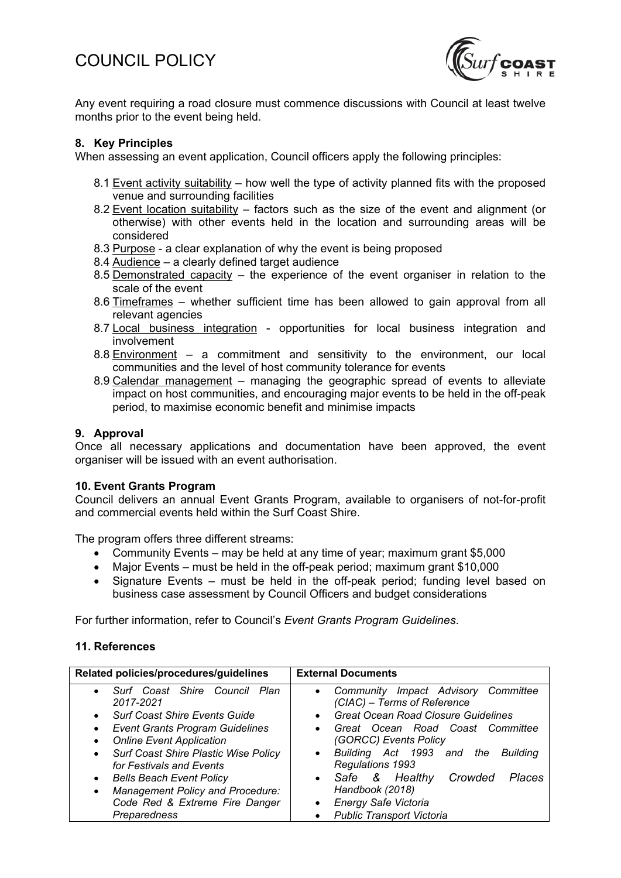Any event requiring a road closure must commence discussions with Council at least twelve months prior to the event being held.

## 8. Key Principles

When assessing an event application, Council officers apply the following principles:

8.1 Event activity suitability – how well the type of activity planned fits with the proposed venue and surrounding facilities

8.2 Event location suitability – factors such as the size of the event and alignment (or otherwise) with other events held in the location and surrounding areas will be considered

8.3 Purpose - a clear explanation of why the event is being proposed

8.4 Audience – a clearly defined target audience

8.5 Demonstrated capacity – the experience of the event organiser in relation to the scale of the event

8.6 Timeframes – whether sufficient time has been allowed to gain approval from all relevant agencies

8.7 Local business integration - opportunities for local business integration and involvement

8.8 Environment – a commitment and sensitivity to the environment, our local communities and the level of host community tolerance for events

8.9 Calendar management – managing the geographic spread of events to alleviate impact on host communities, and encouraging major events to be held in the off-peak period, to maximise economic benefit and minimise impacts

## 9. Approval

Once all necessary applications and documentation have been approved, the event organiser will be issued with an event authorisation.

## 10. Event Grants Program

Council delivers an annual Event Grants Program, available to organisers of not-for-profit and commercial events held within the Surf Coast Shire.

The program offers three different streams:

- Community Events – may be held at any time of year; maximum grant $5,000
- Major Events – must be held in the off-peak period; maximum grant $10,000
- Signature Events – must be held in the off-peak period; funding level based on business case assessment by Council Officers and budget considerations

For further information, refer to Council's *Event Grants Program Guidelines*.

## 11. References

| Related policies/procedures/guidelines | External Documents |
|---|---|
| • *Surf Coast Shire Council Plan 2017-2021*<br>• *Surf Coast Shire Events Guide*<br>• *Event Grants Program Guidelines*<br>• *Online Event Application*<br>• *Surf Coast Shire Plastic Wise Policy for Festivals and Events*<br>• *Bells Beach Event Policy*<br>• *Management Policy and Procedure: Code Red & Extreme Fire Danger Preparedness* | • *Community Impact Advisory Committee (CIAC) – Terms of Reference*<br>• *Great Ocean Road Closure Guidelines*<br>• *Great Ocean Road Coast Committee (GORCC) Events Policy*<br>• *Building Act 1993 and the Building Regulations 1993*<br>• *Safe & Healthy Crowded Places Handbook (2018)*<br>• *Energy Safe Victoria*<br>• *Public Transport Victoria* |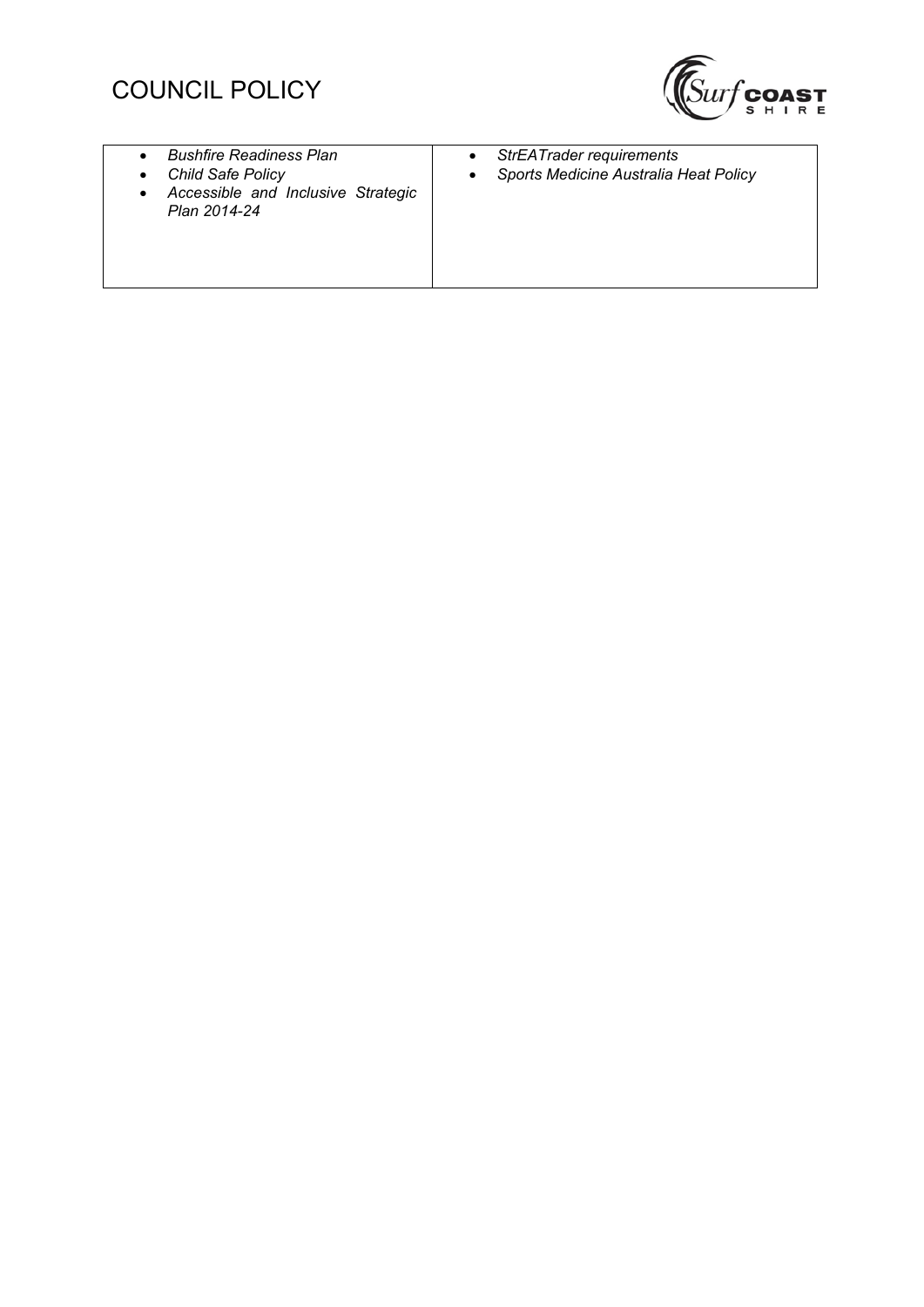| | |
|---|---|
| • *Bushfire Readiness Plan*<br>• *Child Safe Policy*<br>• *Accessible and Inclusive Strategic Plan 2014-24* | • *StrEATrader requirements*<br>• *Sports Medicine Australia Heat Policy* |